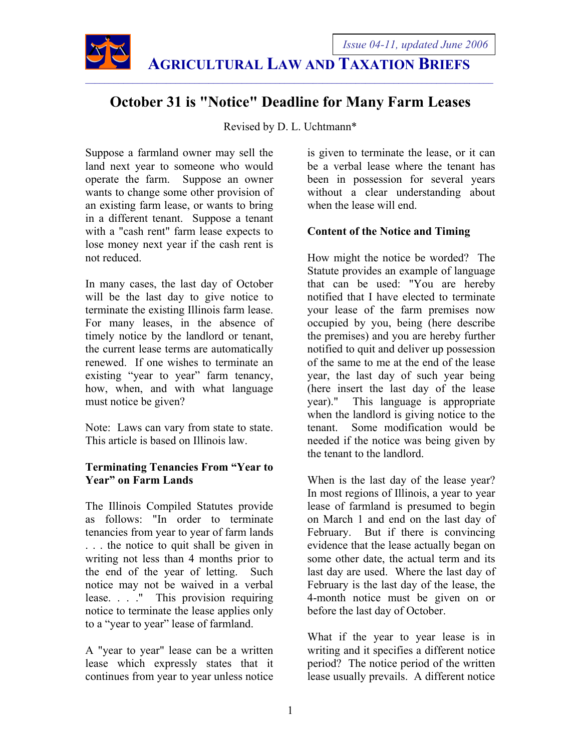*Issue 04-11, updated June 2006*

**AGRICULTURAL LAW AND TAXATION BRIEFS**

# October 31 is "Notice" Deadline for Many Farm Leases

Revised by D. L. Uchtmann*

Suppose a farmland owner may sell the land next year to someone who would operate the farm. Suppose an owner wants to change some other provision of an existing farm lease, or wants to bring in a different tenant. Suppose a tenant with a "cash rent" farm lease expects to lose money next year if the cash rent is not reduced.

In many cases, the last day of October will be the last day to give notice to terminate the existing Illinois farm lease. For many leases, in the absence of timely notice by the landlord or tenant, the current lease terms are automatically renewed. If one wishes to terminate an existing "year to year" farm tenancy, how, when, and with what language must notice be given?

Note: Laws can vary from state to state. This article is based on Illinois law.

**Terminating Tenancies From "Year to Year" on Farm Lands**

The Illinois Compiled Statutes provide as follows: "In order to terminate tenancies from year to year of farm lands . . . the notice to quit shall be given in writing not less than 4 months prior to the end of the year of letting. Such notice may not be waived in a verbal lease. . . ." This provision requiring notice to terminate the lease applies only to a "year to year" lease of farmland.

A "year to year" lease can be a written lease which expressly states that it continues from year to year unless notice is given to terminate the lease, or it can be a verbal lease where the tenant has been in possession for several years without a clear understanding about when the lease will end.

**Content of the Notice and Timing**

How might the notice be worded? The Statute provides an example of language that can be used: "You are hereby notified that I have elected to terminate your lease of the farm premises now occupied by you, being (here describe the premises) and you are hereby further notified to quit and deliver up possession of the same to me at the end of the lease year, the last day of such year being (here insert the last day of the lease year)." This language is appropriate when the landlord is giving notice to the tenant. Some modification would be needed if the notice was being given by the tenant to the landlord.

When is the last day of the lease year? In most regions of Illinois, a year to year lease of farmland is presumed to begin on March 1 and end on the last day of February. But if there is convincing evidence that the lease actually began on some other date, the actual term and its last day are used. Where the last day of February is the last day of the lease, the 4-month notice must be given on or before the last day of October.

What if the year to year lease is in writing and it specifies a different notice period? The notice period of the written lease usually prevails. A different notice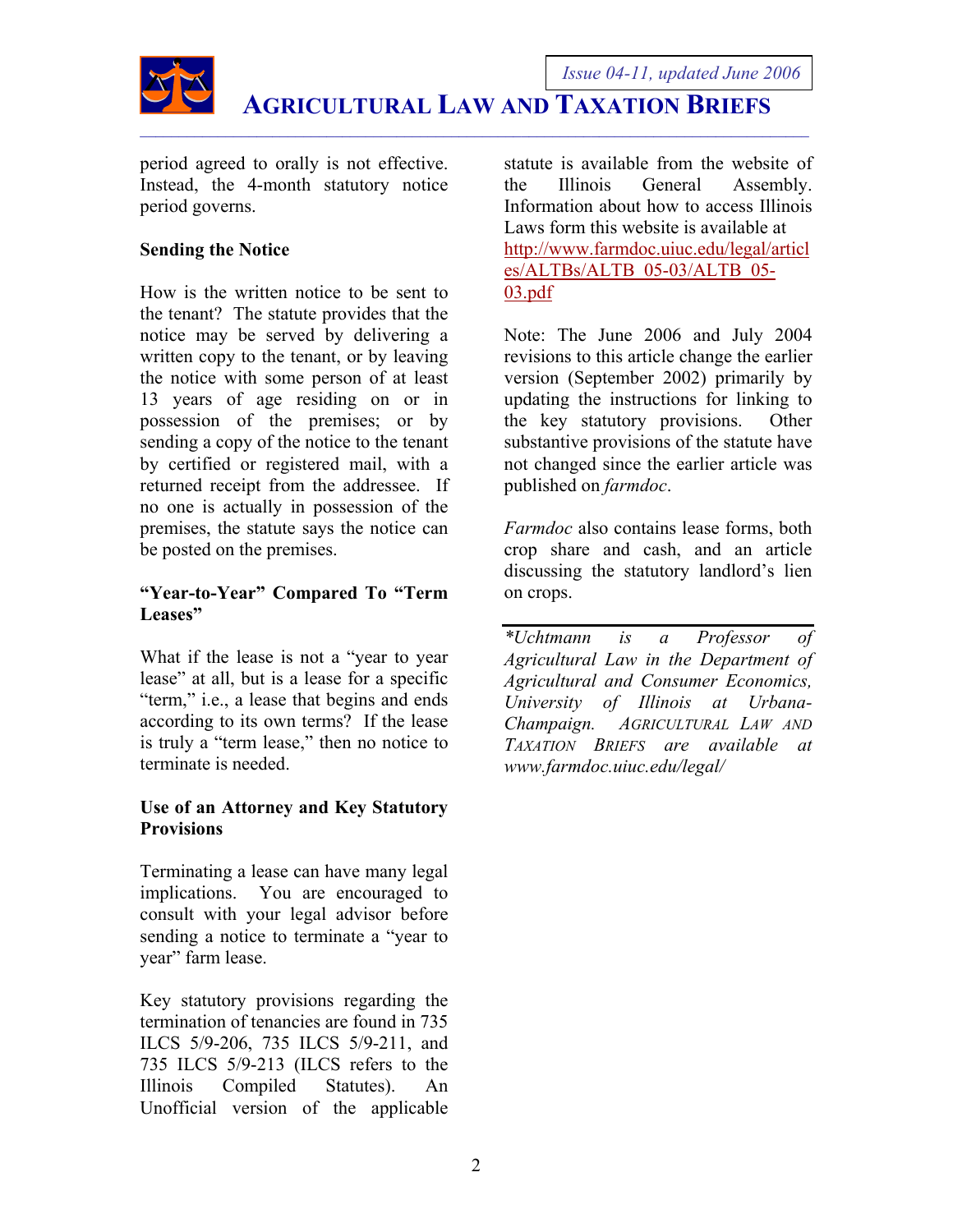period agreed to orally is not effective. Instead, the 4-month statutory notice period governs.

**Sending the Notice**

How is the written notice to be sent to the tenant? The statute provides that the notice may be served by delivering a written copy to the tenant, or by leaving the notice with some person of at least 13 years of age residing on or in possession of the premises; or by sending a copy of the notice to the tenant by certified or registered mail, with a returned receipt from the addressee. If no one is actually in possession of the premises, the statute says the notice can be posted on the premises.

**"Year-to-Year" Compared To "Term Leases"**

What if the lease is not a "year to year lease" at all, but is a lease for a specific "term," i.e., a lease that begins and ends according to its own terms? If the lease is truly a "term lease," then no notice to terminate is needed.

**Use of an Attorney and Key Statutory Provisions**

Terminating a lease can have many legal implications. You are encouraged to consult with your legal advisor before sending a notice to terminate a "year to year" farm lease.

Key statutory provisions regarding the termination of tenancies are found in 735 ILCS 5/9-206, 735 ILCS 5/9-211, and 735 ILCS 5/9-213 (ILCS refers to the Illinois Compiled Statutes). An Unofficial version of the applicable statute is available from the website of the Illinois General Assembly. Information about how to access Illinois Laws form this website is available at http://www.farmdoc.uiuc.edu/legal/articles/ALTBs/ALTB_05-03/ALTB_05-03.pdf

Note: The June 2006 and July 2004 revisions to this article change the earlier version (September 2002) primarily by updating the instructions for linking to the key statutory provisions. Other substantive provisions of the statute have not changed since the earlier article was published on *farmdoc*.

*Farmdoc* also contains lease forms, both crop share and cash, and an article discussing the statutory landlord's lien on crops.

---

**Uchtmann is a Professor of Agricultural Law in the Department of Agricultural and Consumer Economics, University of Illinois at Urbana-Champaign. AGRICULTURAL LAW AND TAXATION BRIEFS are available at www.farmdoc.uiuc.edu/legal/*